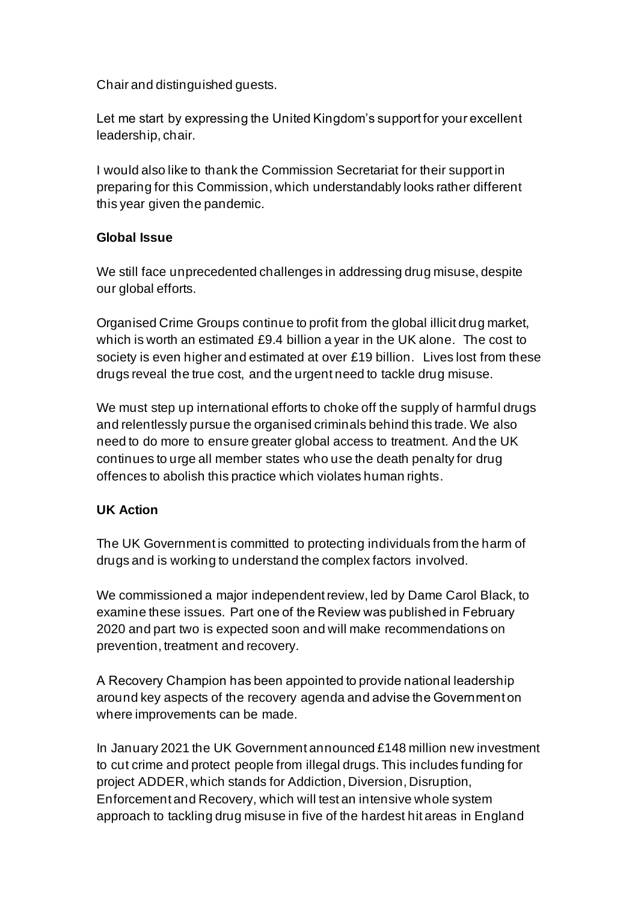Chair and distinguished guests.

Let me start by expressing the United Kingdom's support for your excellent leadership, chair.

I would also like to thank the Commission Secretariat for their support in preparing for this Commission, which understandably looks rather different this year given the pandemic.

**Global Issue**

We still face unprecedented challenges in addressing drug misuse, despite our global efforts.

Organised Crime Groups continue to profit from the global illicit drug market, which is worth an estimated £9.4 billion a year in the UK alone. The cost to society is even higher and estimated at over £19 billion. Lives lost from these drugs reveal the true cost, and the urgent need to tackle drug misuse.

We must step up international efforts to choke off the supply of harmful drugs and relentlessly pursue the organised criminals behind this trade. We also need to do more to ensure greater global access to treatment. And the UK continues to urge all member states who use the death penalty for drug offences to abolish this practice which violates human rights.

**UK Action**

The UK Government is committed to protecting individuals from the harm of drugs and is working to understand the complex factors involved.

We commissioned a major independent review, led by Dame Carol Black, to examine these issues. Part one of the Review was published in February 2020 and part two is expected soon and will make recommendations on prevention, treatment and recovery.

A Recovery Champion has been appointed to provide national leadership around key aspects of the recovery agenda and advise the Government on where improvements can be made.

In January 2021 the UK Government announced £148 million new investment to cut crime and protect people from illegal drugs. This includes funding for project ADDER, which stands for Addiction, Diversion, Disruption, Enforcement and Recovery, which will test an intensive whole system approach to tackling drug misuse in five of the hardest hit areas in England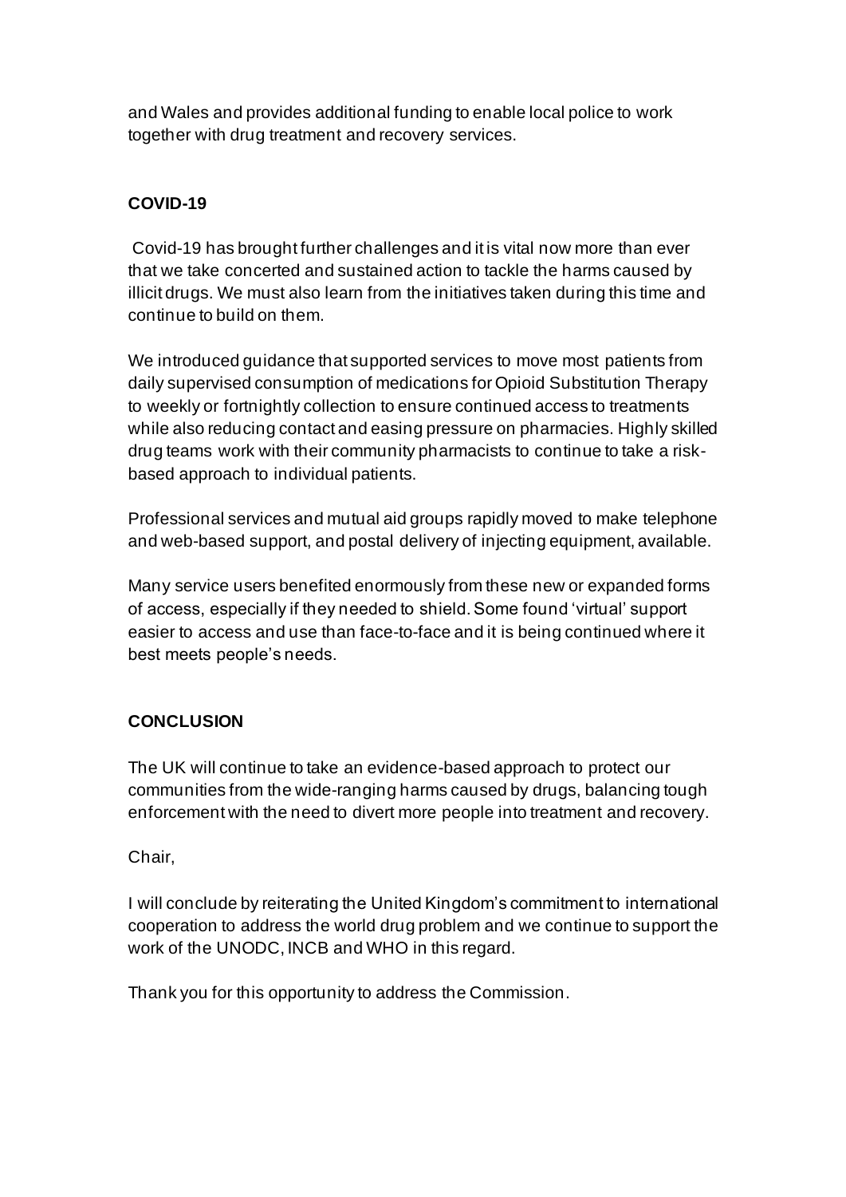and Wales and provides additional funding to enable local police to work together with drug treatment and recovery services.

**COVID-19**

Covid-19 has brought further challenges and it is vital now more than ever that we take concerted and sustained action to tackle the harms caused by illicit drugs. We must also learn from the initiatives taken during this time and continue to build on them.

We introduced guidance that supported services to move most patients from daily supervised consumption of medications for Opioid Substitution Therapy to weekly or fortnightly collection to ensure continued access to treatments while also reducing contact and easing pressure on pharmacies. Highly skilled drug teams work with their community pharmacists to continue to take a risk-based approach to individual patients.

Professional services and mutual aid groups rapidly moved to make telephone and web-based support, and postal delivery of injecting equipment, available.

Many service users benefited enormously from these new or expanded forms of access, especially if they needed to shield. Some found 'virtual' support easier to access and use than face-to-face and it is being continued where it best meets people's needs.

**CONCLUSION**

The UK will continue to take an evidence-based approach to protect our communities from the wide-ranging harms caused by drugs, balancing tough enforcement with the need to divert more people into treatment and recovery.

Chair,

I will conclude by reiterating the United Kingdom's commitment to international cooperation to address the world drug problem and we continue to support the work of the UNODC, INCB and WHO in this regard.

Thank you for this opportunity to address the Commission.